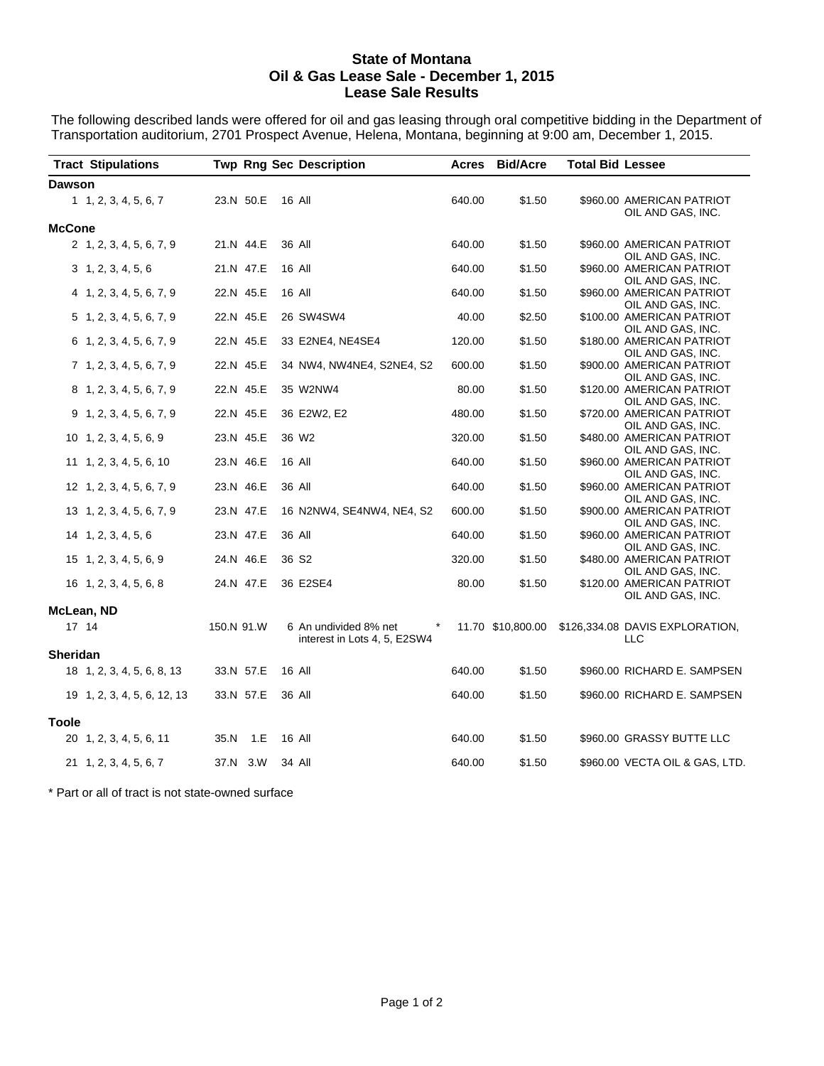# State of Montana
## Oil & Gas Lease Sale - December 1, 2015
## Lease Sale Results

The following described lands were offered for oil and gas leasing through oral competitive bidding in the Department of Transportation auditorium, 2701 Prospect Avenue, Helena, Montana, beginning at 9:00 am, December 1, 2015.

| Tract | Stipulations | Twp | Rng | Sec | Description | | Acres | Bid/Acre | Total Bid | Lessee |
|---|---|---|---|---|---|---|---|---|---|---|
| **Dawson** | | | | | | | | | | |
| 1 | 1, 2, 3, 4, 5, 6, 7 | 23.N | 50.E | 16 | All | | 640.00 | $1.50 | $960.00 | AMERICAN PATRIOT OIL AND GAS, INC. |
| **McCone** | | | | | | | | | | |
| 2 | 1, 2, 3, 4, 5, 6, 7, 9 | 21.N | 44.E | 36 | All | | 640.00 | $1.50 | $960.00 | AMERICAN PATRIOT OIL AND GAS, INC. |
| 3 | 1, 2, 3, 4, 5, 6 | 21.N | 47.E | 16 | All | | 640.00 | $1.50 | $960.00 | AMERICAN PATRIOT OIL AND GAS, INC. |
| 4 | 1, 2, 3, 4, 5, 6, 7, 9 | 22.N | 45.E | 16 | All | | 640.00 | $1.50 | $960.00 | AMERICAN PATRIOT OIL AND GAS, INC. |
| 5 | 1, 2, 3, 4, 5, 6, 7, 9 | 22.N | 45.E | 26 | SW4SW4 | | 40.00 | $2.50 | $100.00 | AMERICAN PATRIOT OIL AND GAS, INC. |
| 6 | 1, 2, 3, 4, 5, 6, 7, 9 | 22.N | 45.E | 33 | E2NE4, NE4SE4 | | 120.00 | $1.50 | $180.00 | AMERICAN PATRIOT OIL AND GAS, INC. |
| 7 | 1, 2, 3, 4, 5, 6, 7, 9 | 22.N | 45.E | 34 | NW4, NW4NE4, S2NE4, S2 | | 600.00 | $1.50 | $900.00 | AMERICAN PATRIOT OIL AND GAS, INC. |
| 8 | 1, 2, 3, 4, 5, 6, 7, 9 | 22.N | 45.E | 35 | W2NW4 | | 80.00 | $1.50 | $120.00 | AMERICAN PATRIOT OIL AND GAS, INC. |
| 9 | 1, 2, 3, 4, 5, 6, 7, 9 | 22.N | 45.E | 36 | E2W2, E2 | | 480.00 | $1.50 | $720.00 | AMERICAN PATRIOT OIL AND GAS, INC. |
| 10 | 1, 2, 3, 4, 5, 6, 9 | 23.N | 45.E | 36 | W2 | | 320.00 | $1.50 | $480.00 | AMERICAN PATRIOT OIL AND GAS, INC. |
| 11 | 1, 2, 3, 4, 5, 6, 10 | 23.N | 46.E | 16 | All | | 640.00 | $1.50 | $960.00 | AMERICAN PATRIOT OIL AND GAS, INC. |
| 12 | 1, 2, 3, 4, 5, 6, 7, 9 | 23.N | 46.E | 36 | All | | 640.00 | $1.50 | $960.00 | AMERICAN PATRIOT OIL AND GAS, INC. |
| 13 | 1, 2, 3, 4, 5, 6, 7, 9 | 23.N | 47.E | 16 | N2NW4, SE4NW4, NE4, S2 | | 600.00 | $1.50 | $900.00 | AMERICAN PATRIOT OIL AND GAS, INC. |
| 14 | 1, 2, 3, 4, 5, 6 | 23.N | 47.E | 36 | All | | 640.00 | $1.50 | $960.00 | AMERICAN PATRIOT OIL AND GAS, INC. |
| 15 | 1, 2, 3, 4, 5, 6, 9 | 24.N | 46.E | 36 | S2 | | 320.00 | $1.50 | $480.00 | AMERICAN PATRIOT OIL AND GAS, INC. |
| 16 | 1, 2, 3, 4, 5, 6, 8 | 24.N | 47.E | 36 | E2SE4 | | 80.00 | $1.50 | $120.00 | AMERICAN PATRIOT OIL AND GAS, INC. |
| **McLean, ND** | | | | | | | | | | |
| 17 | 14 | 150.N | 91.W | 6 | An undivided 8% net interest in Lots 4, 5, E2SW4 | * | 11.70 | $10,800.00 | $126,334.08 | DAVIS EXPLORATION, LLC |
| **Sheridan** | | | | | | | | | | |
| 18 | 1, 2, 3, 4, 5, 6, 8, 13 | 33.N | 57.E | 16 | All | | 640.00 | $1.50 | $960.00 | RICHARD E. SAMPSEN |
| 19 | 1, 2, 3, 4, 5, 6, 12, 13 | 33.N | 57.E | 36 | All | | 640.00 | $1.50 | $960.00 | RICHARD E. SAMPSEN |
| **Toole** | | | | | | | | | | |
| 20 | 1, 2, 3, 4, 5, 6, 11 | 35.N | 1.E | 16 | All | | 640.00 | $1.50 | $960.00 | GRASSY BUTTE LLC |
| 21 | 1, 2, 3, 4, 5, 6, 7 | 37.N | 3.W | 34 | All | | 640.00 | $1.50 | $960.00 | VECTA OIL & GAS, LTD. |

\* Part or all of tract is not state-owned surface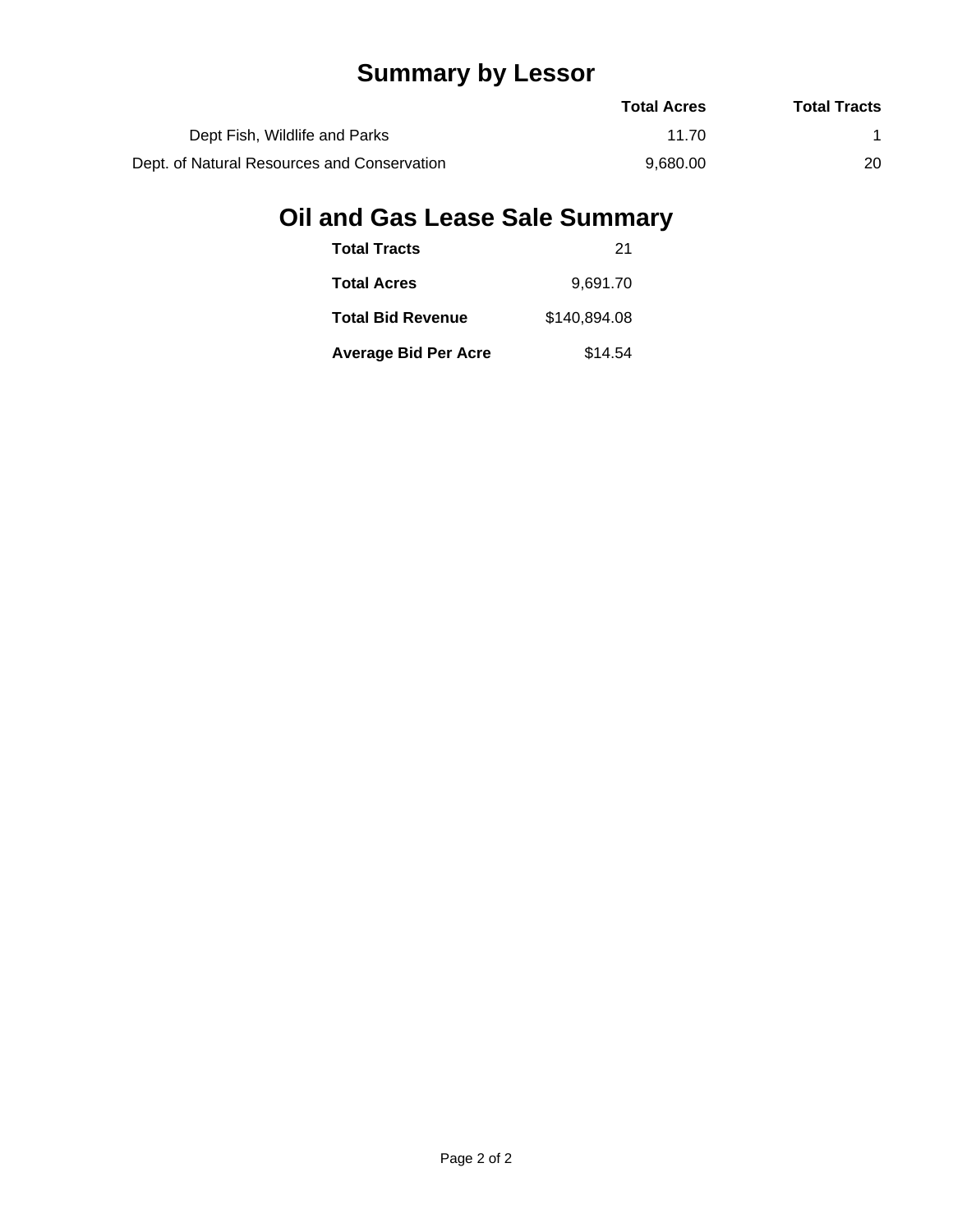# Summary by Lessor

| | Total Acres | Total Tracts |
|---|---|---|
| Dept Fish, Wildlife and Parks | 11.70 | 1 |
| Dept. of Natural Resources and Conservation | 9,680.00 | 20 |

# Oil and Gas Lease Sale Summary

| | |
|---|---|
| **Total Tracts** | 21 |
| **Total Acres** | 9,691.70 |
| **Total Bid Revenue** | $140,894.08 |
| **Average Bid Per Acre** | $14.54 |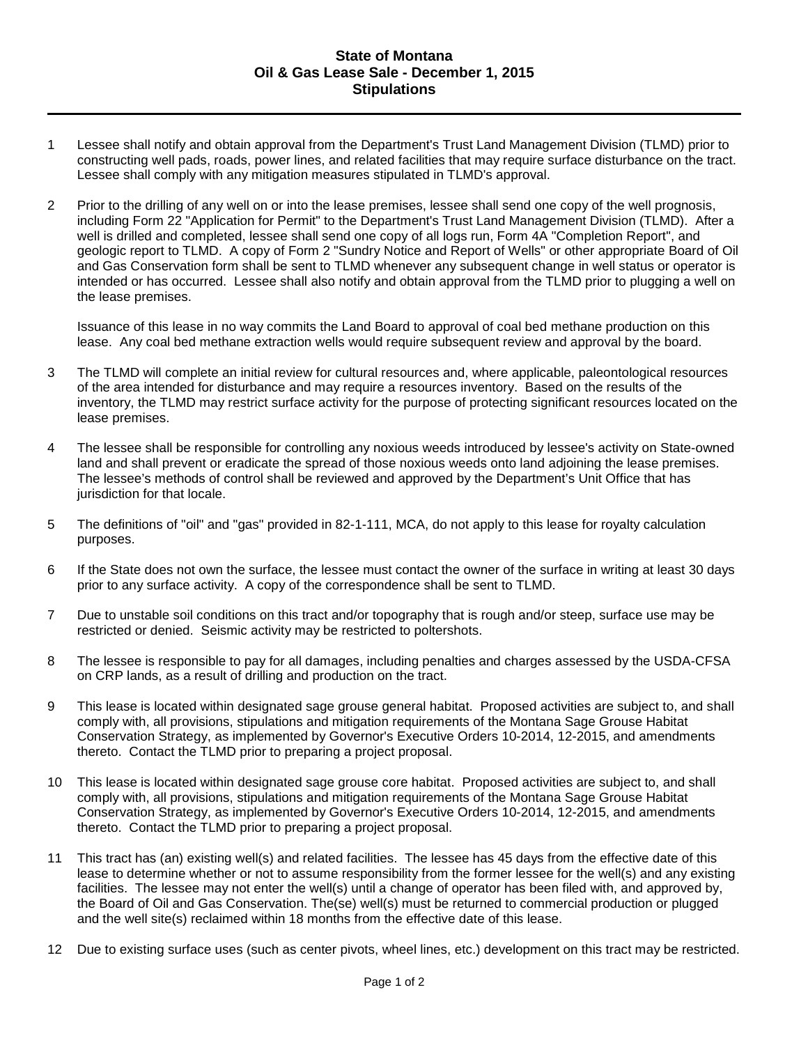# State of Montana
# Oil & Gas Lease Sale - December 1, 2015
# Stipulations

1. Lessee shall notify and obtain approval from the Department's Trust Land Management Division (TLMD) prior to constructing well pads, roads, power lines, and related facilities that may require surface disturbance on the tract. Lessee shall comply with any mitigation measures stipulated in TLMD's approval.

2. Prior to the drilling of any well on or into the lease premises, lessee shall send one copy of the well prognosis, including Form 22 "Application for Permit" to the Department's Trust Land Management Division (TLMD). After a well is drilled and completed, lessee shall send one copy of all logs run, Form 4A "Completion Report", and geologic report to TLMD. A copy of Form 2 "Sundry Notice and Report of Wells" or other appropriate Board of Oil and Gas Conservation form shall be sent to TLMD whenever any subsequent change in well status or operator is intended or has occurred. Lessee shall also notify and obtain approval from the TLMD prior to plugging a well on the lease premises.

   Issuance of this lease in no way commits the Land Board to approval of coal bed methane production on this lease. Any coal bed methane extraction wells would require subsequent review and approval by the board.

3. The TLMD will complete an initial review for cultural resources and, where applicable, paleontological resources of the area intended for disturbance and may require a resources inventory. Based on the results of the inventory, the TLMD may restrict surface activity for the purpose of protecting significant resources located on the lease premises.

4. The lessee shall be responsible for controlling any noxious weeds introduced by lessee's activity on State-owned land and shall prevent or eradicate the spread of those noxious weeds onto land adjoining the lease premises. The lessee's methods of control shall be reviewed and approved by the Department's Unit Office that has jurisdiction for that locale.

5. The definitions of "oil" and "gas" provided in 82-1-111, MCA, do not apply to this lease for royalty calculation purposes.

6. If the State does not own the surface, the lessee must contact the owner of the surface in writing at least 30 days prior to any surface activity. A copy of the correspondence shall be sent to TLMD.

7. Due to unstable soil conditions on this tract and/or topography that is rough and/or steep, surface use may be restricted or denied. Seismic activity may be restricted to poltershots.

8. The lessee is responsible to pay for all damages, including penalties and charges assessed by the USDA-CFSA on CRP lands, as a result of drilling and production on the tract.

9. This lease is located within designated sage grouse general habitat. Proposed activities are subject to, and shall comply with, all provisions, stipulations and mitigation requirements of the Montana Sage Grouse Habitat Conservation Strategy, as implemented by Governor's Executive Orders 10-2014, 12-2015, and amendments thereto. Contact the TLMD prior to preparing a project proposal.

10. This lease is located within designated sage grouse core habitat. Proposed activities are subject to, and shall comply with, all provisions, stipulations and mitigation requirements of the Montana Sage Grouse Habitat Conservation Strategy, as implemented by Governor's Executive Orders 10-2014, 12-2015, and amendments thereto. Contact the TLMD prior to preparing a project proposal.

11. This tract has (an) existing well(s) and related facilities. The lessee has 45 days from the effective date of this lease to determine whether or not to assume responsibility from the former lessee for the well(s) and any existing facilities. The lessee may not enter the well(s) until a change of operator has been filed with, and approved by, the Board of Oil and Gas Conservation. The(se) well(s) must be returned to commercial production or plugged and the well site(s) reclaimed within 18 months from the effective date of this lease.

12. Due to existing surface uses (such as center pivots, wheel lines, etc.) development on this tract may be restricted.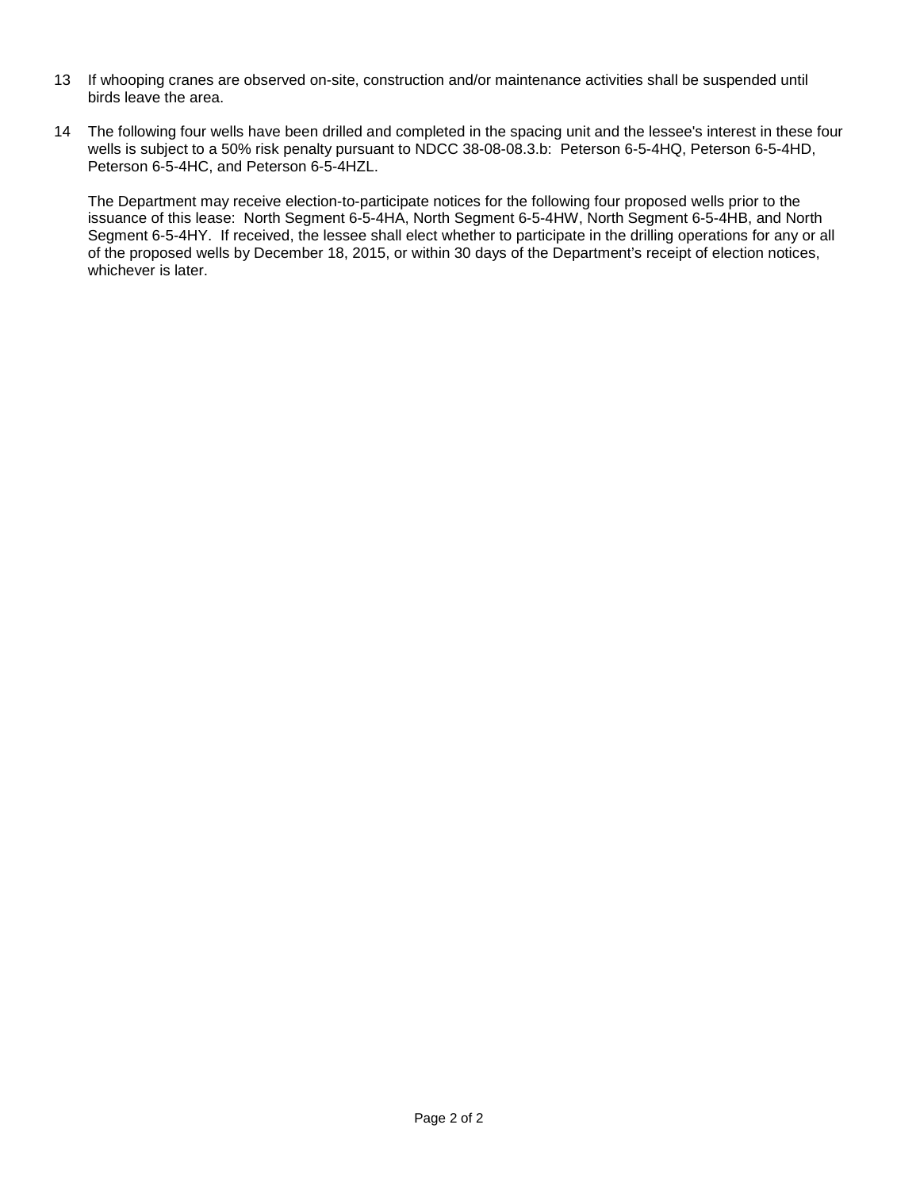13 If whooping cranes are observed on-site, construction and/or maintenance activities shall be suspended until birds leave the area.

14 The following four wells have been drilled and completed in the spacing unit and the lessee's interest in these four wells is subject to a 50% risk penalty pursuant to NDCC 38-08-08.3.b: Peterson 6-5-4HQ, Peterson 6-5-4HD, Peterson 6-5-4HC, and Peterson 6-5-4HZL.

   The Department may receive election-to-participate notices for the following four proposed wells prior to the issuance of this lease: North Segment 6-5-4HA, North Segment 6-5-4HW, North Segment 6-5-4HB, and North Segment 6-5-4HY. If received, the lessee shall elect whether to participate in the drilling operations for any or all of the proposed wells by December 18, 2015, or within 30 days of the Department's receipt of election notices, whichever is later.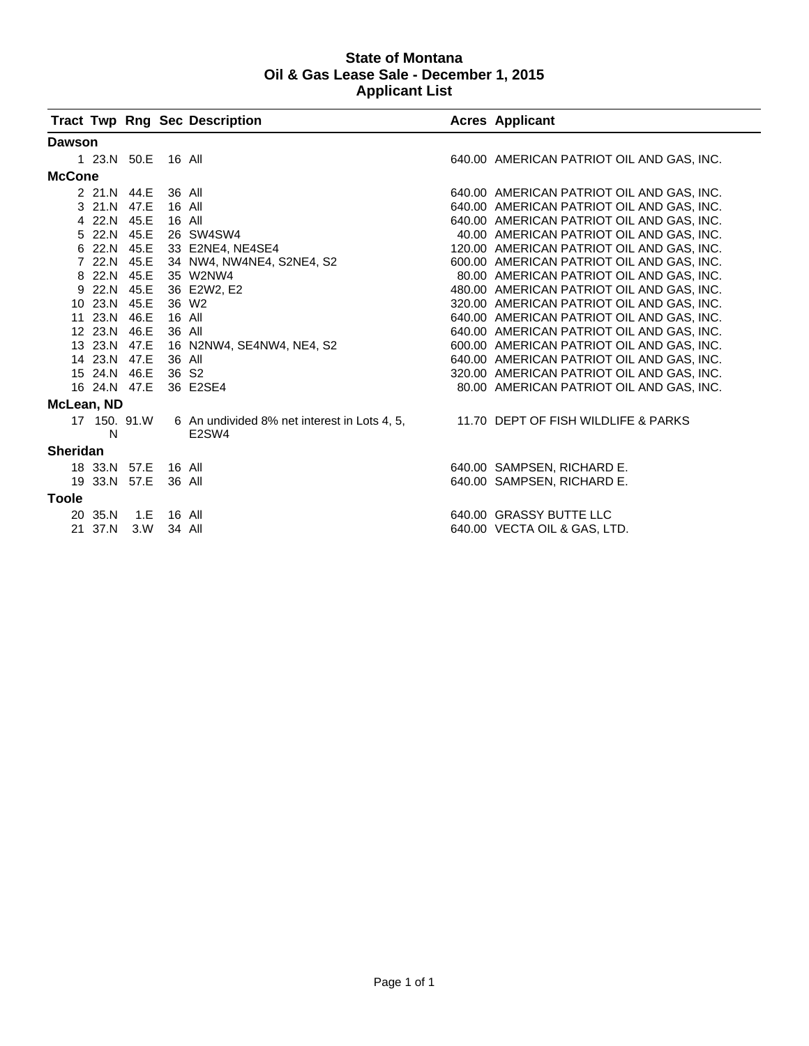# State of Montana
## Oil & Gas Lease Sale - December 1, 2015
## Applicant List

| Tract | Twp | Rng | Sec | Description | Acres | Applicant |
|---|---|---|---|---|---|---|
| **Dawson** | | | | | | |
| 1 | 23.N | 50.E | 16 | All | 640.00 | AMERICAN PATRIOT OIL AND GAS, INC. |
| **McCone** | | | | | | |
| 2 | 21.N | 44.E | 36 | All | 640.00 | AMERICAN PATRIOT OIL AND GAS, INC. |
| 3 | 21.N | 47.E | 16 | All | 640.00 | AMERICAN PATRIOT OIL AND GAS, INC. |
| 4 | 22.N | 45.E | 16 | All | 640.00 | AMERICAN PATRIOT OIL AND GAS, INC. |
| 5 | 22.N | 45.E | 26 | SW4SW4 | 40.00 | AMERICAN PATRIOT OIL AND GAS, INC. |
| 6 | 22.N | 45.E | 33 | E2NE4, NE4SE4 | 120.00 | AMERICAN PATRIOT OIL AND GAS, INC. |
| 7 | 22.N | 45.E | 34 | NW4, NW4NE4, S2NE4, S2 | 600.00 | AMERICAN PATRIOT OIL AND GAS, INC. |
| 8 | 22.N | 45.E | 35 | W2NW4 | 80.00 | AMERICAN PATRIOT OIL AND GAS, INC. |
| 9 | 22.N | 45.E | 36 | E2W2, E2 | 480.00 | AMERICAN PATRIOT OIL AND GAS, INC. |
| 10 | 23.N | 45.E | 36 | W2 | 320.00 | AMERICAN PATRIOT OIL AND GAS, INC. |
| 11 | 23.N | 46.E | 16 | All | 640.00 | AMERICAN PATRIOT OIL AND GAS, INC. |
| 12 | 23.N | 46.E | 36 | All | 640.00 | AMERICAN PATRIOT OIL AND GAS, INC. |
| 13 | 23.N | 47.E | 16 | N2NW4, SE4NW4, NE4, S2 | 600.00 | AMERICAN PATRIOT OIL AND GAS, INC. |
| 14 | 23.N | 47.E | 36 | All | 640.00 | AMERICAN PATRIOT OIL AND GAS, INC. |
| 15 | 24.N | 46.E | 36 | S2 | 320.00 | AMERICAN PATRIOT OIL AND GAS, INC. |
| 16 | 24.N | 47.E | 36 | E2SE4 | 80.00 | AMERICAN PATRIOT OIL AND GAS, INC. |
| **McLean, ND** | | | | | | |
| 17 | 150.N | 91.W | 6 | An undivided 8% net interest in Lots 4, 5, E2SW4 | 11.70 | DEPT OF FISH WILDLIFE & PARKS |
| **Sheridan** | | | | | | |
| 18 | 33.N | 57.E | 16 | All | 640.00 | SAMPSEN, RICHARD E. |
| 19 | 33.N | 57.E | 36 | All | 640.00 | SAMPSEN, RICHARD E. |
| **Toole** | | | | | | |
| 20 | 35.N | 1.E | 16 | All | 640.00 | GRASSY BUTTE LLC |
| 21 | 37.N | 3.W | 34 | All | 640.00 | VECTA OIL & GAS, LTD. |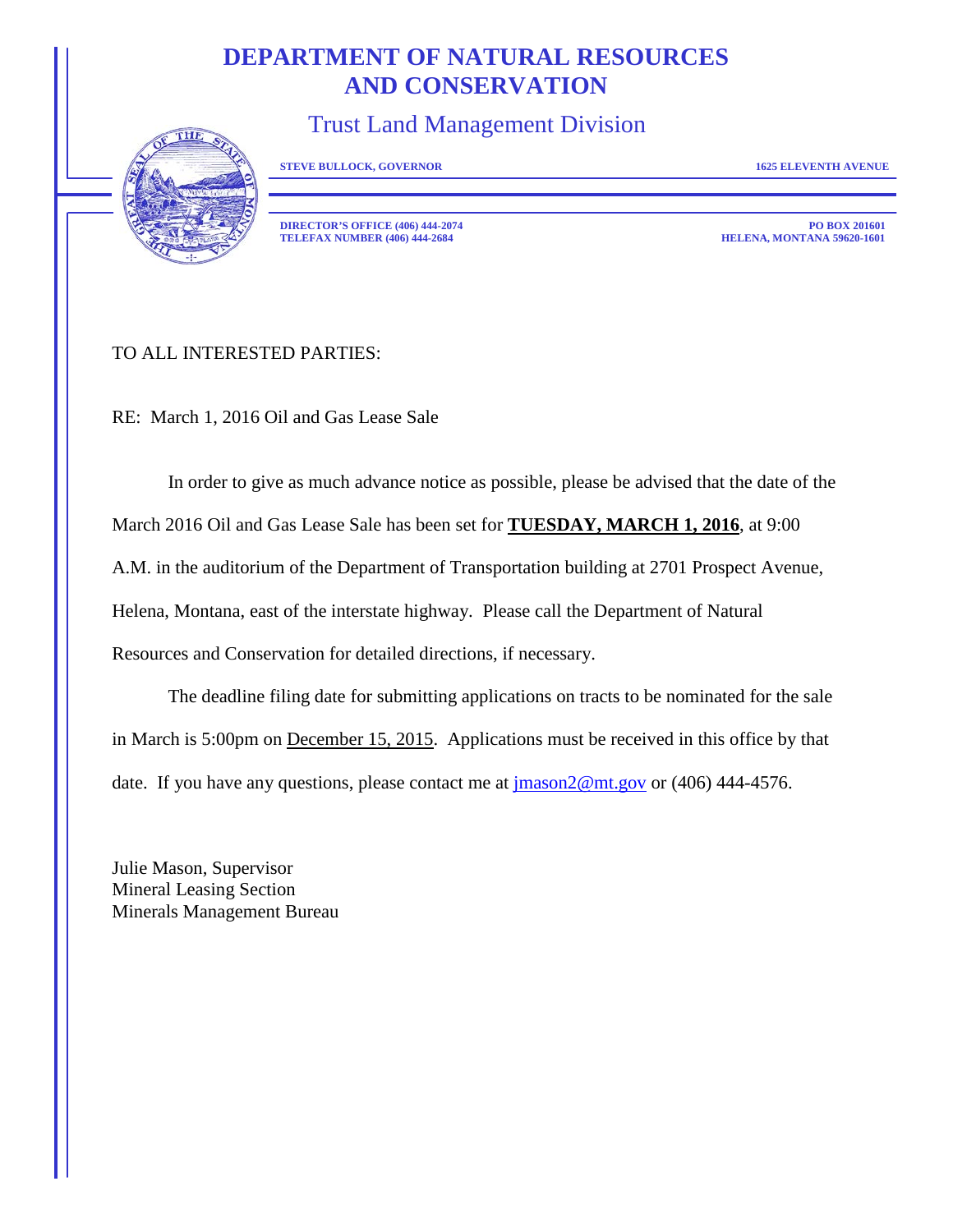# DEPARTMENT OF NATURAL RESOURCES AND CONSERVATION

## Trust Land Management Division

**STEVE BULLOCK, GOVERNOR** | **1625 ELEVENTH AVENUE**

**DIRECTOR'S OFFICE (406) 444-2074**
**TELEFAX NUMBER (406) 444-2684**

**PO BOX 201601**
**HELENA, MONTANA 59620-1601**

TO ALL INTERESTED PARTIES:

RE: March 1, 2016 Oil and Gas Lease Sale

In order to give as much advance notice as possible, please be advised that the date of the March 2016 Oil and Gas Lease Sale has been set for **TUESDAY, MARCH 1, 2016**, at 9:00 A.M. in the auditorium of the Department of Transportation building at 2701 Prospect Avenue, Helena, Montana, east of the interstate highway. Please call the Department of Natural Resources and Conservation for detailed directions, if necessary.

The deadline filing date for submitting applications on tracts to be nominated for the sale in March is 5:00pm on December 15, 2015. Applications must be received in this office by that date. If you have any questions, please contact me at jmason2@mt.gov or (406) 444-4576.

Julie Mason, Supervisor
Mineral Leasing Section
Minerals Management Bureau